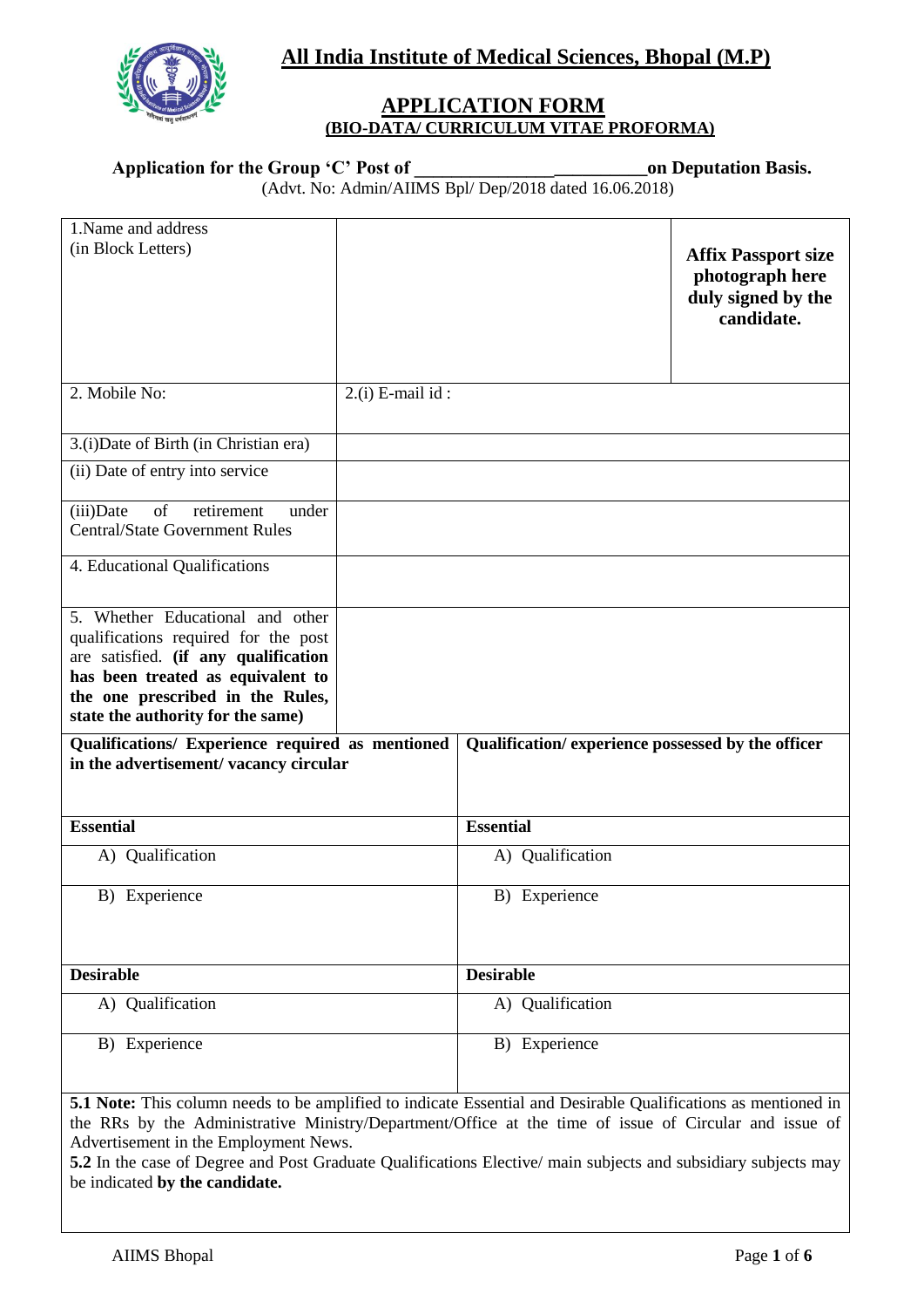# All India Institute of Medical Sciences, Bhopal (M.P)

## APPLICATION FORM
### (BIO-DATA/ CURRICULUM VITAE PROFORMA)

**Application for the Group 'C' Post of _________________________on Deputation Basis.**

(Advt. No: Admin/AIIMS Bpl/ Dep/2018 dated 16.06.2018)

| | | |
|---|---|---|
| 1.Name and address<br>(in Block Letters) | | **Affix Passport size photograph here duly signed by the candidate.** |
| 2. Mobile No: | 2.(i) E-mail id : | |
| 3.(i)Date of Birth (in Christian era) | | |
| (ii) Date of entry into service | | |
| (iii)Date of retirement under Central/State Government Rules | | |
| 4. Educational Qualifications | | |
| 5. Whether Educational and other qualifications required for the post are satisfied. **(if any qualification has been treated as equivalent to the one prescribed in the Rules, state the authority for the same)** | | |

| **Qualifications/ Experience required as mentioned in the advertisement/ vacancy circular** | **Qualification/ experience possessed by the officer** |
|---|---|
| **Essential** | **Essential** |
| A) Qualification | A) Qualification |
| B) Experience | B) Experience |
| **Desirable** | **Desirable** |
| A) Qualification | A) Qualification |
| B) Experience | B) Experience |

**5.1 Note:** This column needs to be amplified to indicate Essential and Desirable Qualifications as mentioned in the RRs by the Administrative Ministry/Department/Office at the time of issue of Circular and issue of Advertisement in the Employment News.

**5.2** In the case of Degree and Post Graduate Qualifications Elective/ main subjects and subsidiary subjects may be indicated **by the candidate.**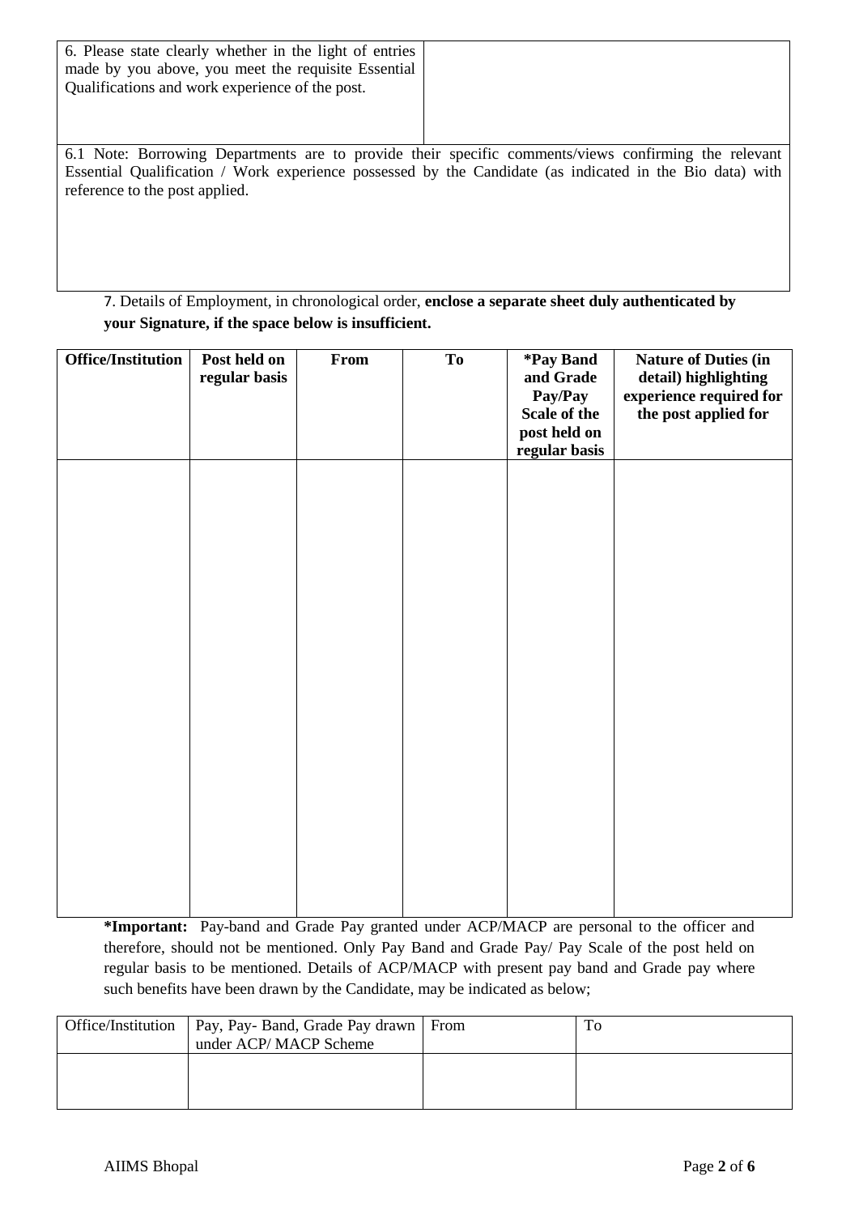| 6. Please state clearly whether in the light of entries made by you above, you meet the requisite Essential Qualifications and work experience of the post. | |
|---|---|

6.1 Note: Borrowing Departments are to provide their specific comments/views confirming the relevant Essential Qualification / Work experience possessed by the Candidate (as indicated in the Bio data) with reference to the post applied.

7. Details of Employment, in chronological order, **enclose a separate sheet duly authenticated by your Signature, if the space below is insufficient.**

| **Office/Institution** | **Post held on regular basis** | **From** | **To** | **\*Pay Band and Grade Pay/Pay Scale of the post held on regular basis** | **Nature of Duties (in detail) highlighting experience required for the post applied for** |
|---|---|---|---|---|---|
| | | | | | |

**\*Important:** Pay-band and Grade Pay granted under ACP/MACP are personal to the officer and therefore, should not be mentioned. Only Pay Band and Grade Pay/ Pay Scale of the post held on regular basis to be mentioned. Details of ACP/MACP with present pay band and Grade pay where such benefits have been drawn by the Candidate, may be indicated as below;

| Office/Institution | Pay, Pay- Band, Grade Pay drawn under ACP/ MACP Scheme | From | To |
|---|---|---|---|
| | | | |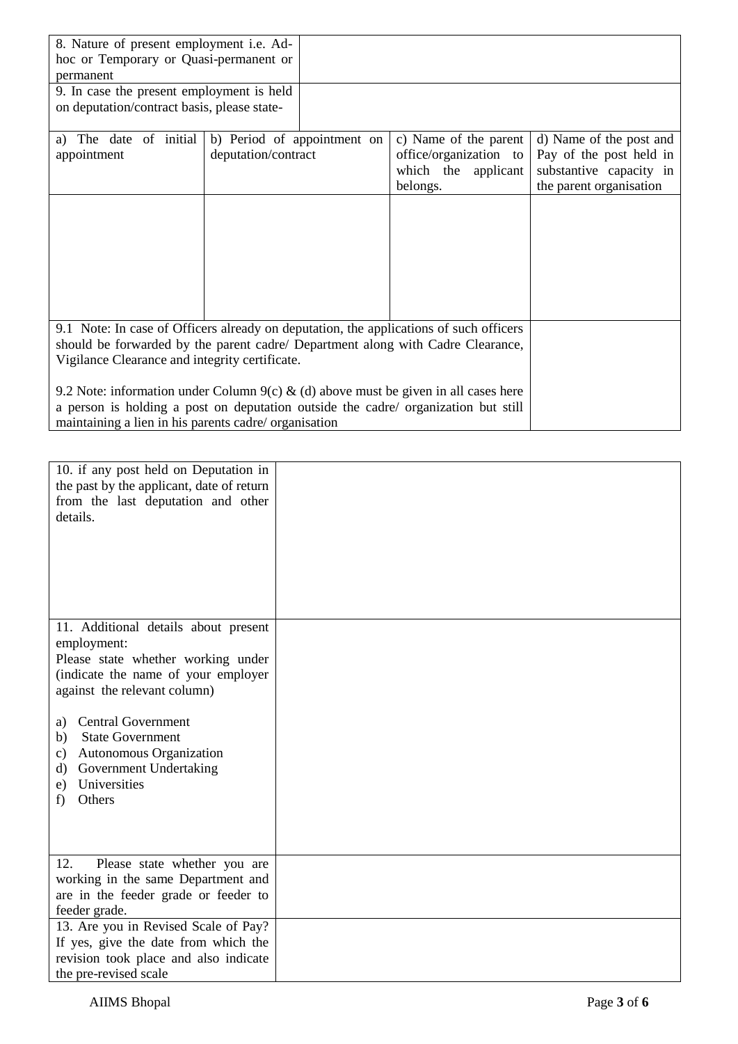| 8. Nature of present employment i.e. Ad-hoc or Temporary or Quasi-permanent or permanent | | | |
|---|---|---|---|
| 9. In case the present employment is held on deputation/contract basis, please state- | | | |
| a) The date of initial appointment | b) Period of appointment on deputation/contract | c) Name of the parent office/organization to which the applicant belongs. | d) Name of the post and Pay of the post held in substantive capacity in the parent organisation |
| | | | |
| 9.1 Note: In case of Officers already on deputation, the applications of such officers should be forwarded by the parent cadre/ Department along with Cadre Clearance, Vigilance Clearance and integrity certificate.<br><br>9.2 Note: information under Column 9(c) & (d) above must be given in all cases here a person is holding a post on deputation outside the cadre/ organization but still maintaining a lien in his parents cadre/ organisation | | | |

| 10. if any post held on Deputation in the past by the applicant, date of return from the last deputation and other details. | |
|---|---|
| 11. Additional details about present employment:<br>Please state whether working under (indicate the name of your employer against the relevant column)<br><br>a) Central Government<br>b) State Government<br>c) Autonomous Organization<br>d) Government Undertaking<br>e) Universities<br>f) Others | |
| 12. Please state whether you are working in the same Department and are in the feeder grade or feeder to feeder grade. | |
| 13. Are you in Revised Scale of Pay? If yes, give the date from which the revision took place and also indicate the pre-revised scale | |

AIIMS Bhopal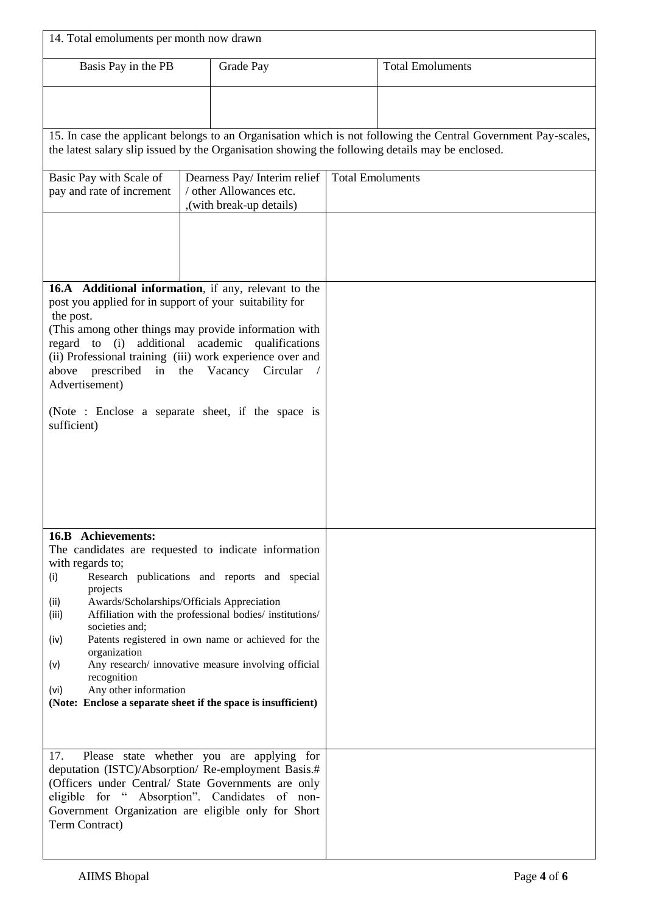14. Total emoluments per month now drawn

| Basis Pay in the PB | Grade Pay | Total Emoluments |
|---|---|---|
| | | |

15. In case the applicant belongs to an Organisation which is not following the Central Government Pay-scales, the latest salary slip issued by the Organisation showing the following details may be enclosed.

| Basic Pay with Scale of pay and rate of increment | Dearness Pay/ Interim relief / other Allowances etc. ,(with break-up details) | Total Emoluments |
|---|---|---|
| | | |

| | |
|---|---|
| **16.A Additional information**, if any, relevant to the post you applied for in support of your suitability for the post.<br>(This among other things may provide information with regard to (i) additional academic qualifications (ii) Professional training (iii) work experience over and above prescribed in the Vacancy Circular / Advertisement)<br><br>(Note : Enclose a separate sheet, if the space is sufficient) | |
| **16.B Achievements:**<br>The candidates are requested to indicate information with regards to;<br>(i) Research publications and reports and special projects<br>(ii) Awards/Scholarships/Officials Appreciation<br>(iii) Affiliation with the professional bodies/ institutions/ societies and;<br>(iv) Patents registered in own name or achieved for the organization<br>(v) Any research/ innovative measure involving official recognition<br>(vi) Any other information<br>**(Note: Enclose a separate sheet if the space is insufficient)** | |
| 17. Please state whether you are applying for deputation (ISTC)/Absorption/ Re-employment Basis.# (Officers under Central/ State Governments are only eligible for " Absorption". Candidates of non-Government Organization are eligible only for Short Term Contract) | |

AIIMS Bhopal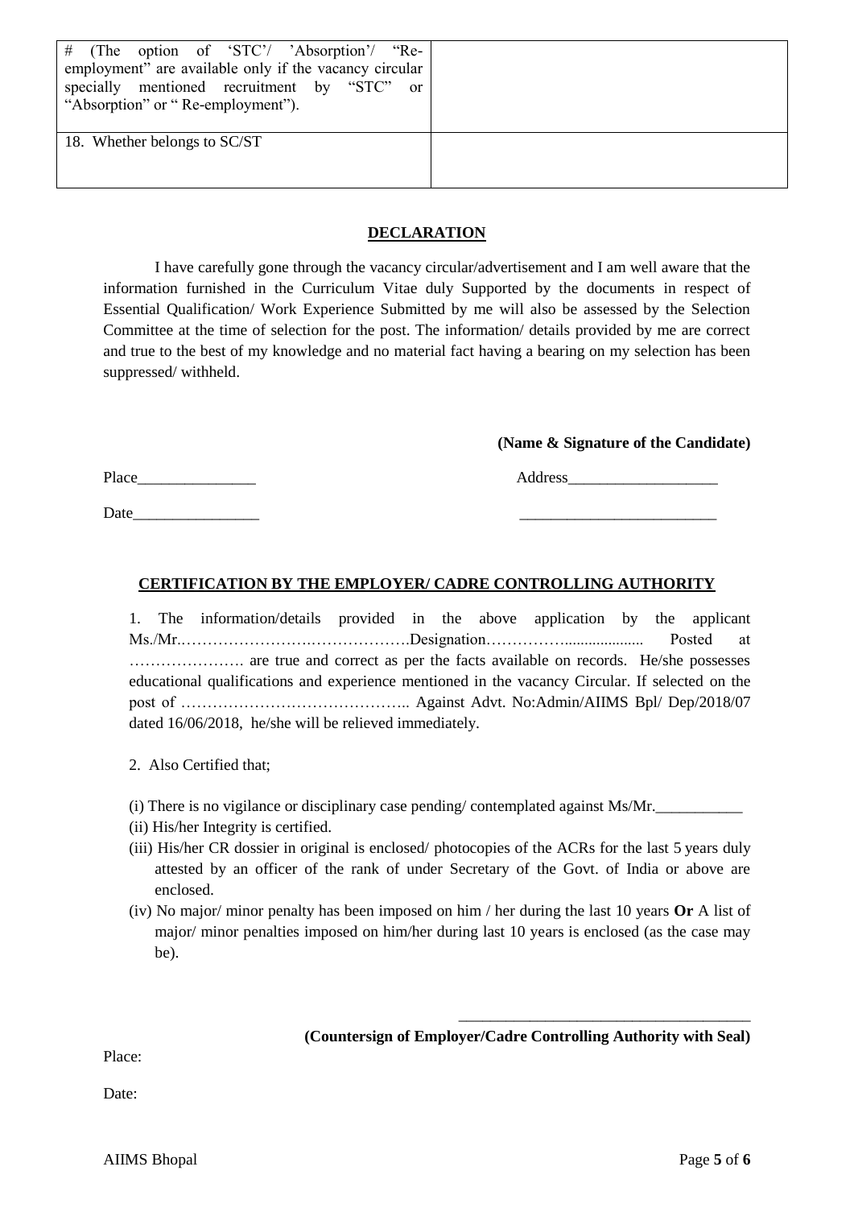| # (The option of 'STC'/ 'Absorption'/ "Re-employment" are available only if the vacancy circular specially mentioned recruitment by "STC" or "Absorption" or " Re-employment"). | |
|---|---|
| 18. Whether belongs to SC/ST | |

## DECLARATION

I have carefully gone through the vacancy circular/advertisement and I am well aware that the information furnished in the Curriculum Vitae duly Supported by the documents in respect of Essential Qualification/ Work Experience Submitted by me will also be assessed by the Selection Committee at the time of selection for the post. The information/ details provided by me are correct and true to the best of my knowledge and no material fact having a bearing on my selection has been suppressed/ withheld.

**(Name & Signature of the Candidate)**

Place_______________ Address___________________

Date________________ _________________________

## CERTIFICATION BY THE EMPLOYER/ CADRE CONTROLLING AUTHORITY

1. The information/details provided in the above application by the applicant Ms./Mr.…………………….……………….Designation……………................... Posted at …………………. are true and correct as per the facts available on records. He/she possesses educational qualifications and experience mentioned in the vacancy Circular. If selected on the post of …………………………………….. Against Advt. No:Admin/AIIMS Bpl/ Dep/2018/07 dated 16/06/2018, he/she will be relieved immediately.

2. Also Certified that;

(i) There is no vigilance or disciplinary case pending/ contemplated against Ms/Mr.___________

(ii) His/her Integrity is certified.

(iii) His/her CR dossier in original is enclosed/ photocopies of the ACRs for the last 5 years duly attested by an officer of the rank of under Secretary of the Govt. of India or above are enclosed.

(iv) No major/ minor penalty has been imposed on him / her during the last 10 years **Or** A list of major/ minor penalties imposed on him/her during last 10 years is enclosed (as the case may be).

_____________________________________

**(Countersign of Employer/Cadre Controlling Authority with Seal)**

Place:

Date: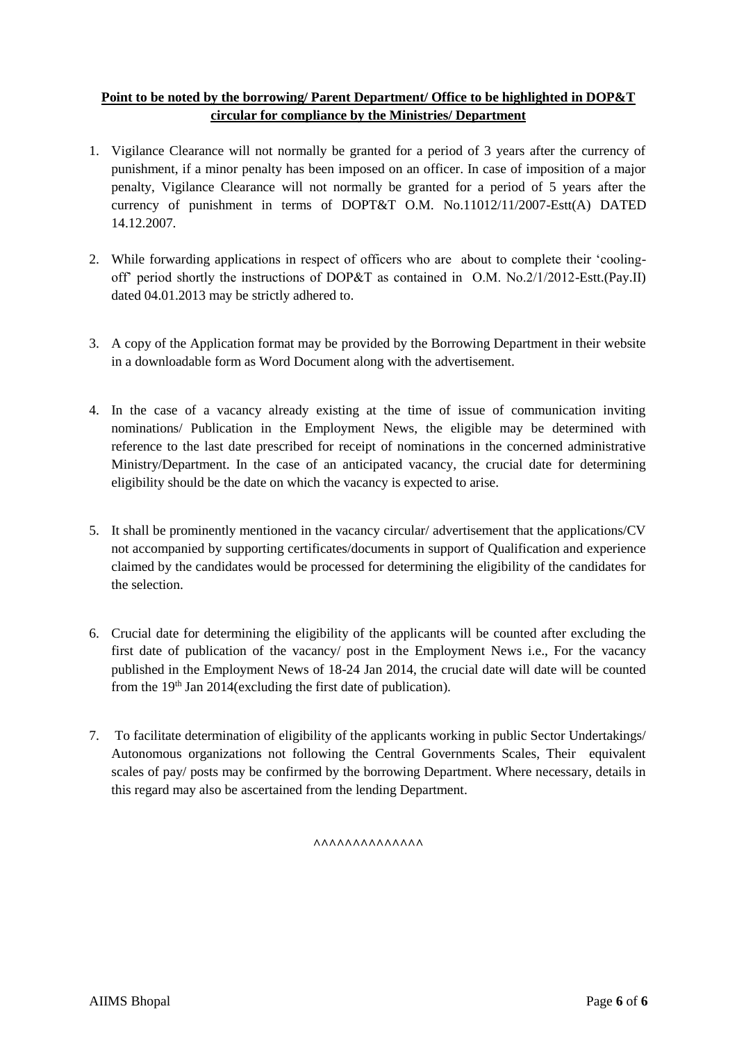**Point to be noted by the borrowing/ Parent Department/ Office to be highlighted in DOP&T circular for compliance by the Ministries/ Department**

1. Vigilance Clearance will not normally be granted for a period of 3 years after the currency of punishment, if a minor penalty has been imposed on an officer. In case of imposition of a major penalty, Vigilance Clearance will not normally be granted for a period of 5 years after the currency of punishment in terms of DOPT&T O.M. No.11012/11/2007-Estt(A) DATED 14.12.2007.

2. While forwarding applications in respect of officers who are about to complete their 'cooling-off' period shortly the instructions of DOP&T as contained in O.M. No.2/1/2012-Estt.(Pay.II) dated 04.01.2013 may be strictly adhered to.

3. A copy of the Application format may be provided by the Borrowing Department in their website in a downloadable form as Word Document along with the advertisement.

4. In the case of a vacancy already existing at the time of issue of communication inviting nominations/ Publication in the Employment News, the eligible may be determined with reference to the last date prescribed for receipt of nominations in the concerned administrative Ministry/Department. In the case of an anticipated vacancy, the crucial date for determining eligibility should be the date on which the vacancy is expected to arise.

5. It shall be prominently mentioned in the vacancy circular/ advertisement that the applications/CV not accompanied by supporting certificates/documents in support of Qualification and experience claimed by the candidates would be processed for determining the eligibility of the candidates for the selection.

6. Crucial date for determining the eligibility of the applicants will be counted after excluding the first date of publication of the vacancy/ post in the Employment News i.e., For the vacancy published in the Employment News of 18-24 Jan 2014, the crucial date will date will be counted from the 19th Jan 2014(excluding the first date of publication).

7. To facilitate determination of eligibility of the applicants working in public Sector Undertakings/ Autonomous organizations not following the Central Governments Scales, Their equivalent scales of pay/ posts may be confirmed by the borrowing Department. Where necessary, details in this regard may also be ascertained from the lending Department.

^^^^^^^^^^^^^